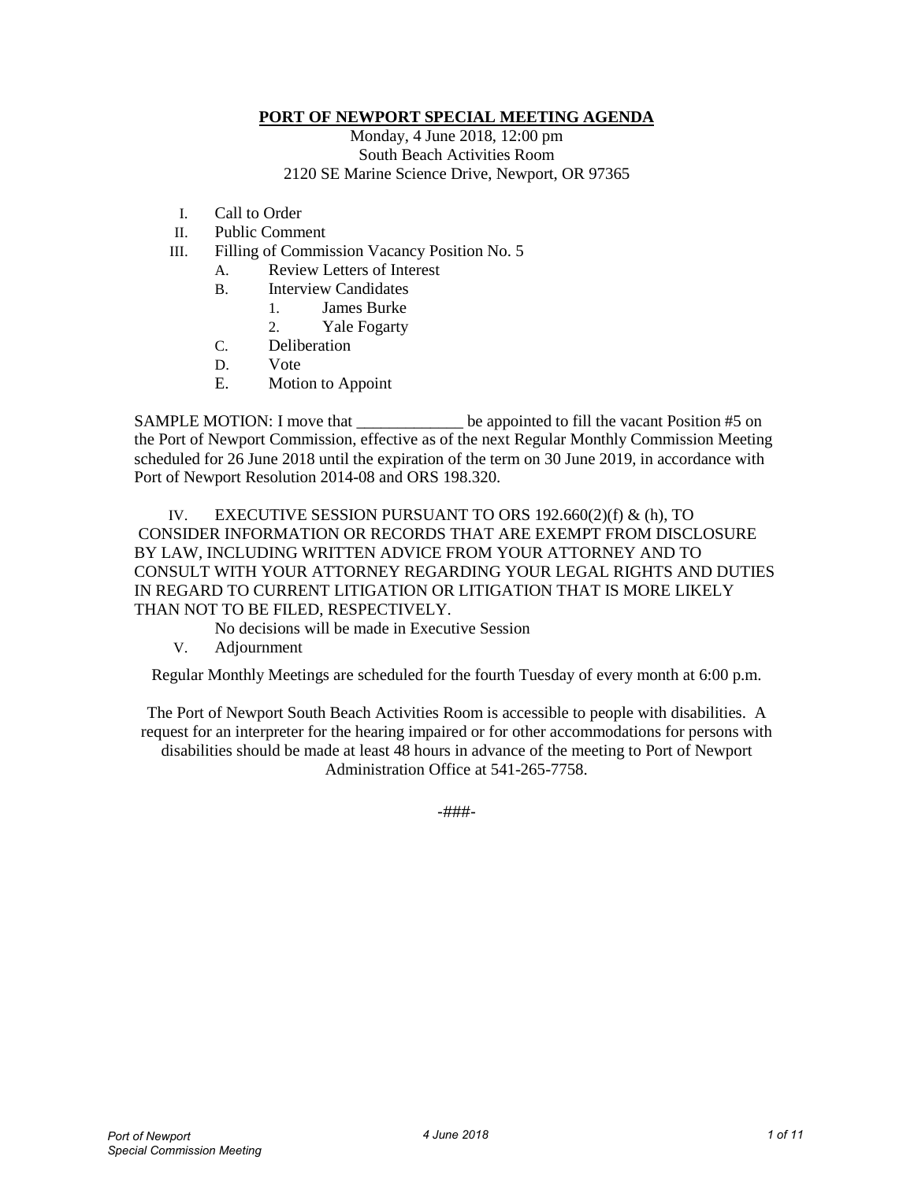# PORT OF NEWPORT SPECIAL MEETING AGENDA

Monday, 4 June 2018, 12:00 pm
South Beach Activities Room
2120 SE Marine Science Drive, Newport, OR 97365

I. Call to Order
II. Public Comment
III. Filling of Commission Vacancy Position No. 5
   A. Review Letters of Interest
   B. Interview Candidates
      1. James Burke
      2. Yale Fogarty
   C. Deliberation
   D. Vote
   E. Motion to Appoint

SAMPLE MOTION: I move that _____________ be appointed to fill the vacant Position #5 on the Port of Newport Commission, effective as of the next Regular Monthly Commission Meeting scheduled for 26 June 2018 until the expiration of the term on 30 June 2019, in accordance with Port of Newport Resolution 2014-08 and ORS 198.320.

IV. EXECUTIVE SESSION PURSUANT TO ORS 192.660(2)(f) & (h), TO CONSIDER INFORMATION OR RECORDS THAT ARE EXEMPT FROM DISCLOSURE BY LAW, INCLUDING WRITTEN ADVICE FROM YOUR ATTORNEY AND TO CONSULT WITH YOUR ATTORNEY REGARDING YOUR LEGAL RIGHTS AND DUTIES IN REGARD TO CURRENT LITIGATION OR LITIGATION THAT IS MORE LIKELY THAN NOT TO BE FILED, RESPECTIVELY.
   No decisions will be made in Executive Session
V. Adjournment

Regular Monthly Meetings are scheduled for the fourth Tuesday of every month at 6:00 p.m.

The Port of Newport South Beach Activities Room is accessible to people with disabilities. A request for an interpreter for the hearing impaired or for other accommodations for persons with disabilities should be made at least 48 hours in advance of the meeting to Port of Newport Administration Office at 541-265-7758.

-###-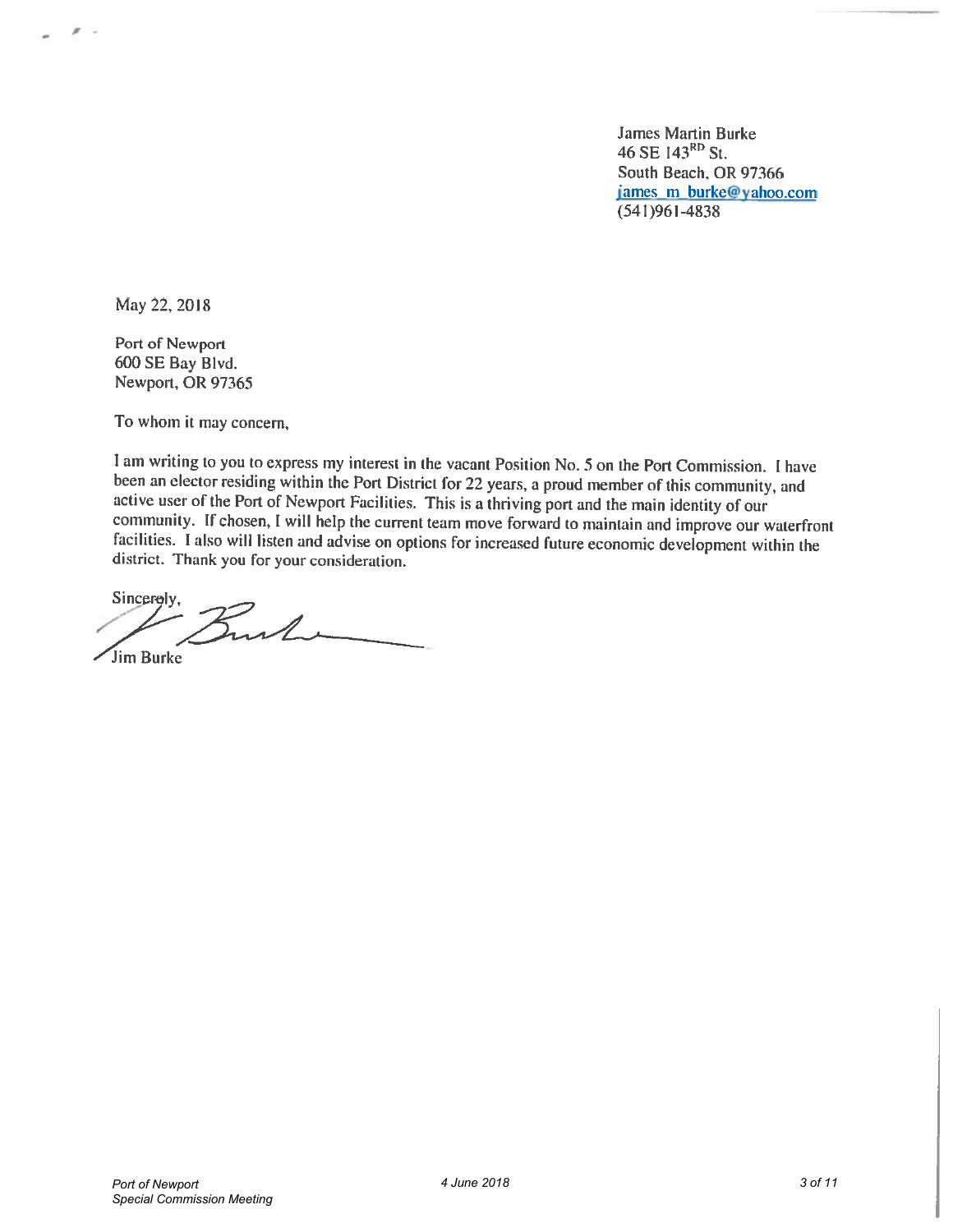James Martin Burke
46 SE 143[RD] St.
South Beach, OR 97366
james_m_burke@yahoo.com
(541)961-4838

May 22, 2018

Port of Newport
600 SE Bay Blvd.
Newport, OR 97365

To whom it may concern,

I am writing to you to express my interest in the vacant Position No. 5 on the Port Commission. I have been an elector residing within the Port District for 22 years, a proud member of this community, and active user of the Port of Newport Facilities. This is a thriving port and the main identity of our community. If chosen, I will help the current team move forward to maintain and improve our waterfront facilities. I also will listen and advise on options for increased future economic development within the district. Thank you for your consideration.

Sincerely,

Jim Burke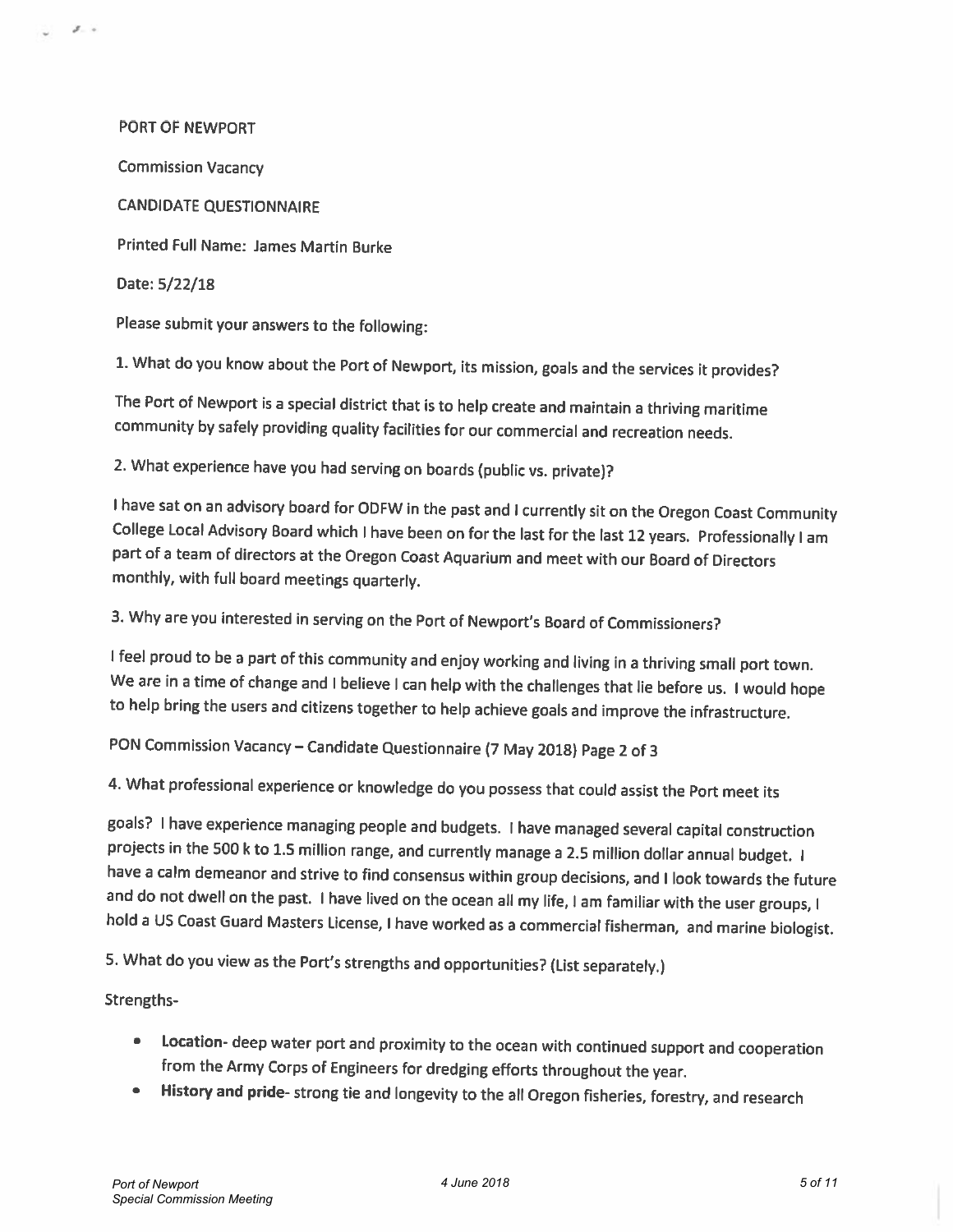PORT OF NEWPORT

Commission Vacancy

CANDIDATE QUESTIONNAIRE

Printed Full Name: James Martin Burke

Date: 5/22/18

Please submit your answers to the following:

1. What do you know about the Port of Newport, its mission, goals and the services it provides?

The Port of Newport is a special district that is to help create and maintain a thriving maritime community by safely providing quality facilities for our commercial and recreation needs.

2. What experience have you had serving on boards (public vs. private)?

I have sat on an advisory board for ODFW in the past and I currently sit on the Oregon Coast Community College Local Advisory Board which I have been on for the last for the last 12 years. Professionally I am part of a team of directors at the Oregon Coast Aquarium and meet with our Board of Directors monthly, with full board meetings quarterly.

3. Why are you interested in serving on the Port of Newport's Board of Commissioners?

I feel proud to be a part of this community and enjoy working and living in a thriving small port town. We are in a time of change and I believe I can help with the challenges that lie before us. I would hope to help bring the users and citizens together to help achieve goals and improve the infrastructure.

PON Commission Vacancy – Candidate Questionnaire (7 May 2018) Page 2 of 3

4. What professional experience or knowledge do you possess that could assist the Port meet its goals? I have experience managing people and budgets. I have managed several capital construction projects in the 500 k to 1.5 million range, and currently manage a 2.5 million dollar annual budget. I have a calm demeanor and strive to find consensus within group decisions, and I look towards the future and do not dwell on the past. I have lived on the ocean all my life, I am familiar with the user groups, I hold a US Coast Guard Masters License, I have worked as a commercial fisherman, and marine biologist.

5. What do you view as the Port's strengths and opportunities? (List separately.)

Strengths-

- **Location**- deep water port and proximity to the ocean with continued support and cooperation from the Army Corps of Engineers for dredging efforts throughout the year.
- **History and pride**- strong tie and longevity to the all Oregon fisheries, forestry, and research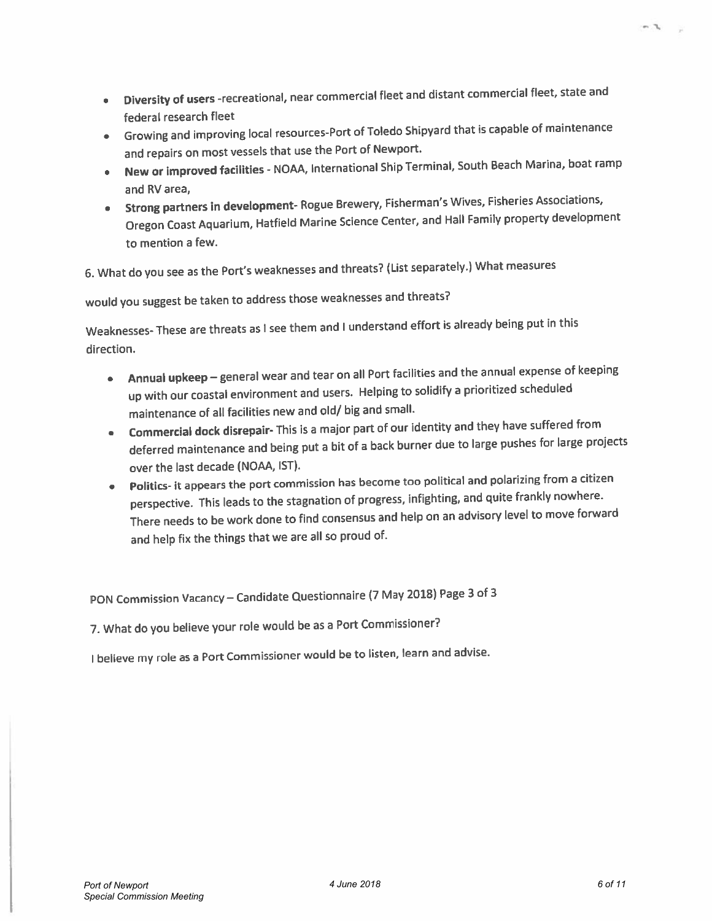- **Diversity of users** -recreational, near commercial fleet and distant commercial fleet, state and federal research fleet
- Growing and improving local resources-Port of Toledo Shipyard that is capable of maintenance and repairs on most vessels that use the Port of Newport.
- **New or improved facilities** - NOAA, International Ship Terminal, South Beach Marina, boat ramp and RV area,
- **Strong partners in development**- Rogue Brewery, Fisherman's Wives, Fisheries Associations, Oregon Coast Aquarium, Hatfield Marine Science Center, and Hall Family property development to mention a few.

6. What do you see as the Port's weaknesses and threats? (List separately.) What measures would you suggest be taken to address those weaknesses and threats?

Weaknesses- These are threats as I see them and I understand effort is already being put in this direction.

- **Annual upkeep** – general wear and tear on all Port facilities and the annual expense of keeping up with our coastal environment and users. Helping to solidify a prioritized scheduled maintenance of all facilities new and old/ big and small.
- **Commercial dock disrepair**- This is a major part of our identity and they have suffered from deferred maintenance and being put a bit of a back burner due to large pushes for large projects over the last decade (NOAA, IST).
- **Politics**- it appears the port commission has become too political and polarizing from a citizen perspective. This leads to the stagnation of progress, infighting, and quite frankly nowhere. There needs to be work done to find consensus and help on an advisory level to move forward and help fix the things that we are all so proud of.

PON Commission Vacancy – Candidate Questionnaire (7 May 2018) Page 3 of 3

7. What do you believe your role would be as a Port Commissioner?

I believe my role as a Port Commissioner would be to listen, learn and advise.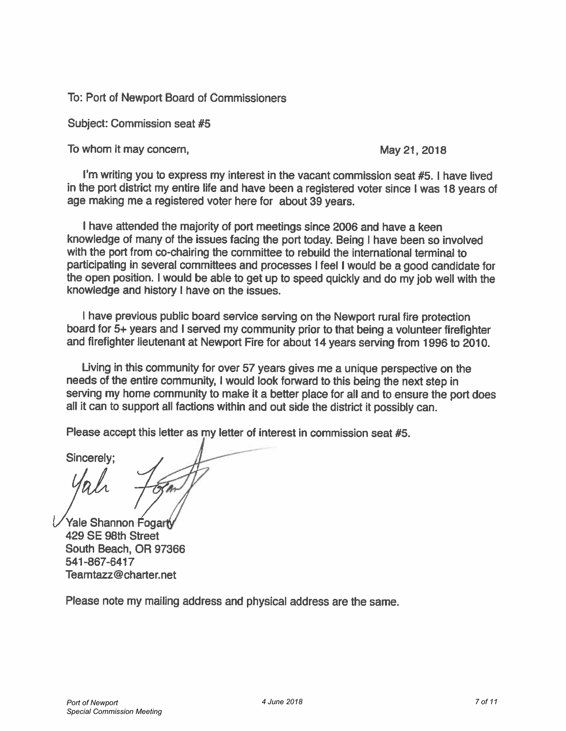To: Port of Newport Board of Commissioners

Subject: Commission seat #5

To whom it may concern,

May 21, 2018

I'm writing you to express my interest in the vacant commission seat #5. I have lived in the port district my entire life and have been a registered voter since I was 18 years of age making me a registered voter here for about 39 years.

I have attended the majority of port meetings since 2006 and have a keen knowledge of many of the issues facing the port today. Being I have been so involved with the port from co-chairing the committee to rebuild the international terminal to participating in several committees and processes I feel I would be a good candidate for the open position. I would be able to get up to speed quickly and do my job well with the knowledge and history I have on the issues.

I have previous public board service serving on the Newport rural fire protection board for 5+ years and I served my community prior to that being a volunteer firefighter and firefighter lieutenant at Newport Fire for about 14 years serving from 1996 to 2010.

Living in this community for over 57 years gives me a unique perspective on the needs of the entire community, I would look forward to this being the next step in serving my home community to make it a better place for all and to ensure the port does all it can to support all factions within and out side the district it possibly can.

Please accept this letter as my letter of interest in commission seat #5.

Sincerely;

Yale Shannon Fogarty
429 SE 98th Street
South Beach, OR 97366
541-867-6417
Teamtazz@charter.net

Please note my mailing address and physical address are the same.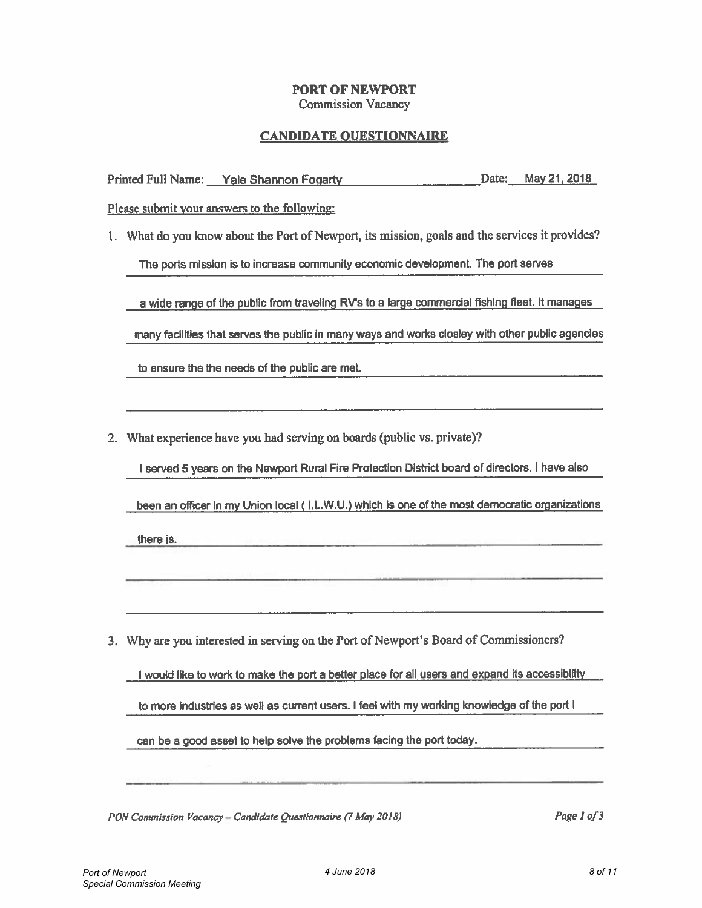# PORT OF NEWPORT

Commission Vacancy

## CANDIDATE QUESTIONNAIRE

Printed Full Name: Yale Shannon Fogarty Date: May 21, 2018

Please submit your answers to the following:

1. What do you know about the Port of Newport, its mission, goals and the services it provides?

   The ports mission is to increase community economic development. The port serves a wide range of the public from traveling RV's to a large commercial fishing fleet. It manages many facilities that serves the public in many ways and works closley with other public agencies to ensure the the needs of the public are met.

2. What experience have you had serving on boards (public vs. private)?

   I served 5 years on the Newport Rural Fire Protection District board of directors. I have also been an officer in my Union local ( I.L.W.U.) which is one of the most democratic organizations there is.

3. Why are you interested in serving on the Port of Newport's Board of Commissioners?

   I would like to work to make the port a better place for all users and expand its accessibility to more industries as well as current users. I feel with my working knowledge of the port I can be a good asset to help solve the problems facing the port today.

*PON Commission Vacancy – Candidate Questionnaire (7 May 2018)*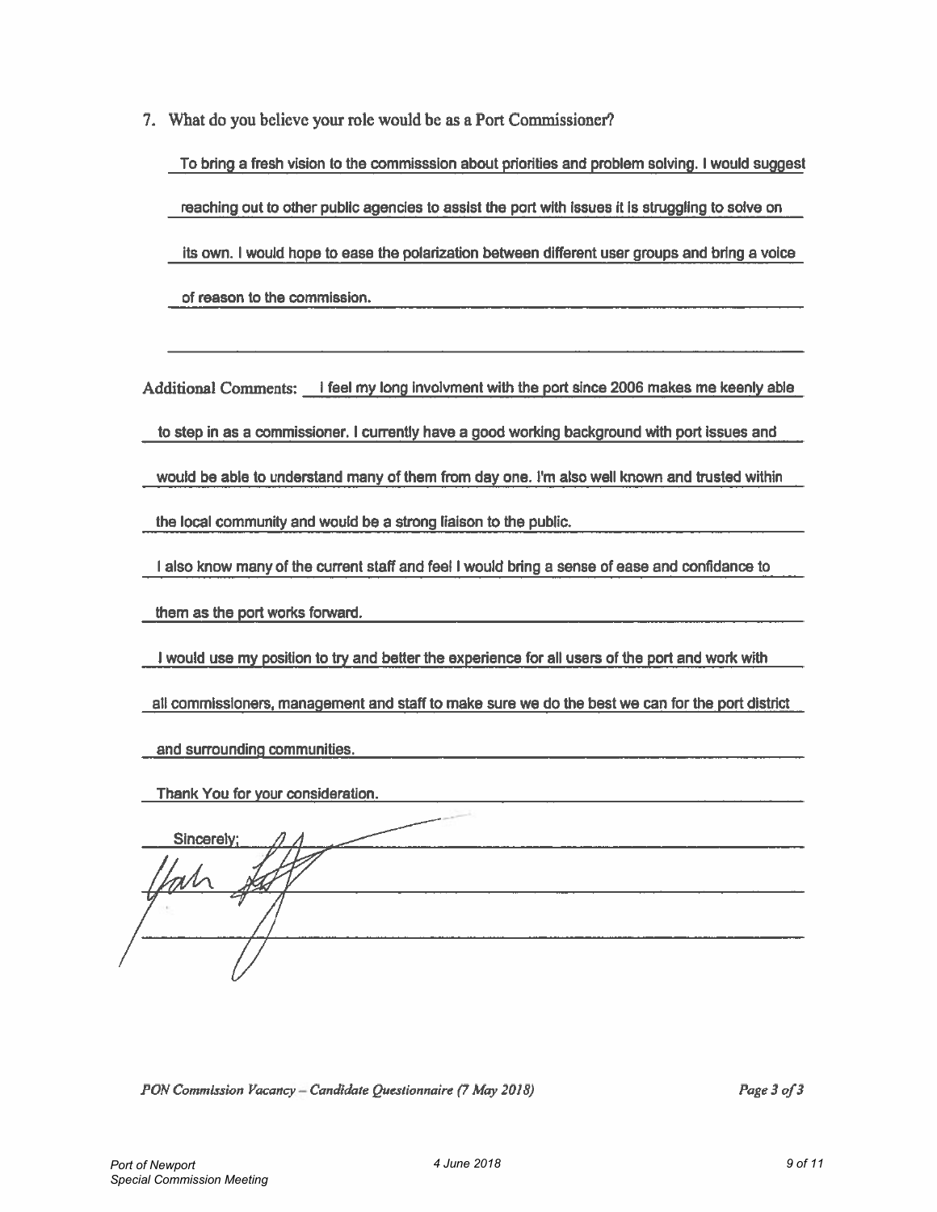7. What do you believe your role would be as a Port Commissioner?

To bring a fresh vision to the commisssion about priorities and problem solving. I would suggest reaching out to other public agencies to assist the port with issues it is struggling to solve on its own. I would hope to ease the polarization between different user groups and bring a voice of reason to the commission.

Additional Comments: I feel my long involvment with the port since 2006 makes me keenly able to step in as a commissioner. I currently have a good working background with port issues and would be able to understand many of them from day one. I'm also well known and trusted within the local community and would be a strong liaison to the public.

I also know many of the current staff and feel I would bring a sense of ease and confidance to them as the port works forward.

I would use my position to try and better the experience for all users of the port and work with all commissioners, management and staff to make sure we do the best we can for the port district and surrounding communities.

Thank You for your consideration.

Sincerely;

*PON Commission Vacancy – Candidate Questionnaire (7 May 2018)* *Page 3 of 3*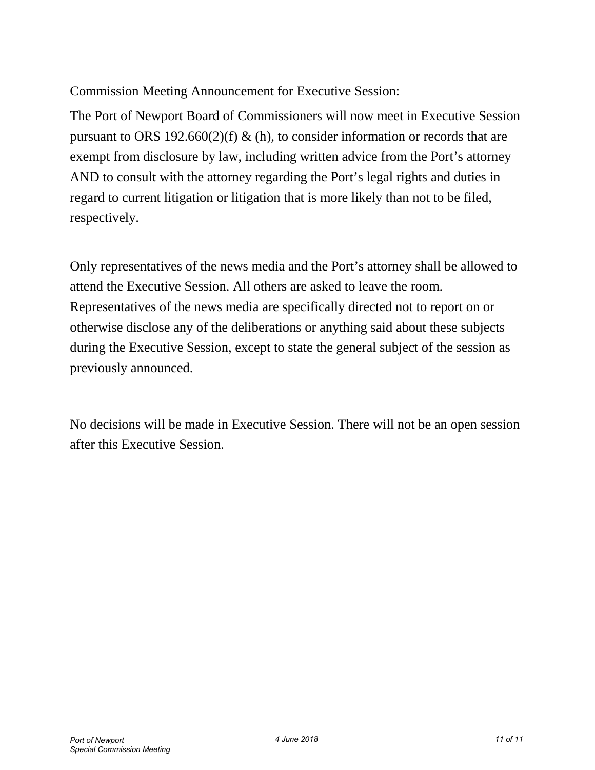Commission Meeting Announcement for Executive Session:

The Port of Newport Board of Commissioners will now meet in Executive Session pursuant to ORS 192.660(2)(f) & (h), to consider information or records that are exempt from disclosure by law, including written advice from the Port's attorney AND to consult with the attorney regarding the Port's legal rights and duties in regard to current litigation or litigation that is more likely than not to be filed, respectively.

Only representatives of the news media and the Port's attorney shall be allowed to attend the Executive Session. All others are asked to leave the room. Representatives of the news media are specifically directed not to report on or otherwise disclose any of the deliberations or anything said about these subjects during the Executive Session, except to state the general subject of the session as previously announced.

No decisions will be made in Executive Session. There will not be an open session after this Executive Session.